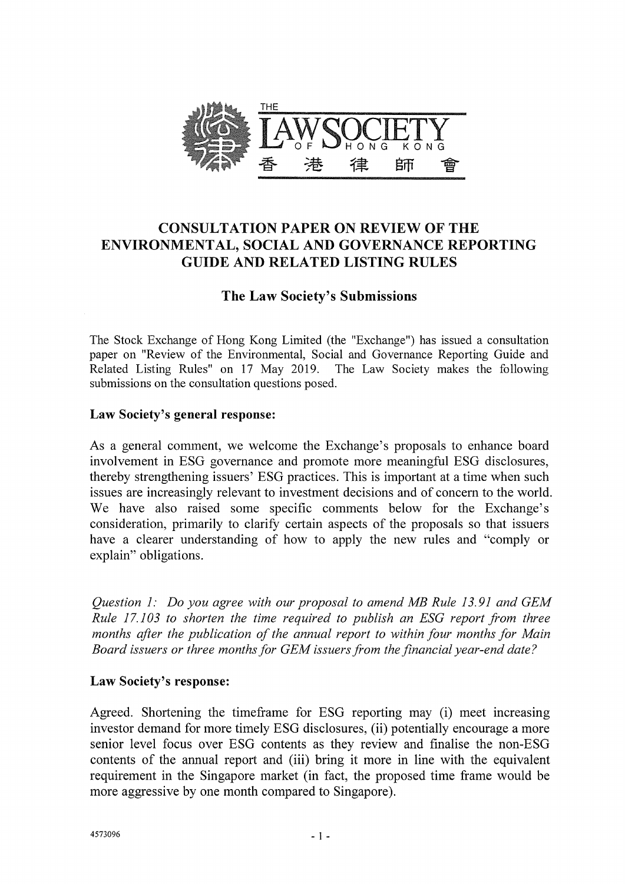THE LAW SOCIETY OF HONG KONG 香港律師會

# CONSULTATION PAPER ON REVIEW OF THE ENVIRONMENTAL, SOCIAL AND GOVERNANCE REPORTING GUIDE AND RELATED LISTING RULES

## The Law Society's Submissions

The Stock Exchange of Hong Kong Limited (the "Exchange") has issued a consultation paper on "Review of the Environmental, Social and Governance Reporting Guide and Related Listing Rules" on 17 May 2019. The Law Society makes the following submissions on the consultation questions posed.

**Law Society's general response:**

As a general comment, we welcome the Exchange's proposals to enhance board involvement in ESG governance and promote more meaningful ESG disclosures, thereby strengthening issuers' ESG practices. This is important at a time when such issues are increasingly relevant to investment decisions and of concern to the world. We have also raised some specific comments below for the Exchange's consideration, primarily to clarify certain aspects of the proposals so that issuers have a clearer understanding of how to apply the new rules and "comply or explain" obligations.

*Question 1: Do you agree with our proposal to amend MB Rule 13.91 and GEM Rule 17.103 to shorten the time required to publish an ESG report from three months after the publication of the annual report to within four months for Main Board issuers or three months for GEM issuers from the financial year-end date?*

**Law Society's response:**

Agreed. Shortening the timeframe for ESG reporting may (i) meet increasing investor demand for more timely ESG disclosures, (ii) potentially encourage a more senior level focus over ESG contents as they review and finalise the non-ESG contents of the annual report and (iii) bring it more in line with the equivalent requirement in the Singapore market (in fact, the proposed time frame would be more aggressive by one month compared to Singapore).

4573096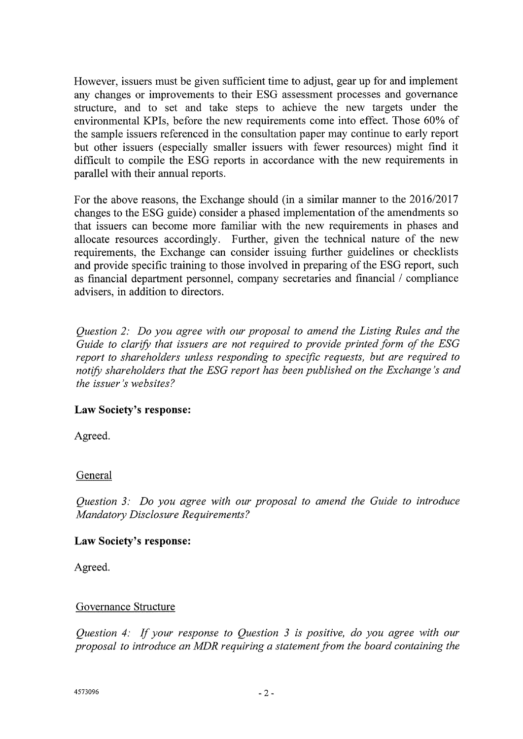However, issuers must be given sufficient time to adjust, gear up for and implement any changes or improvements to their ESG assessment processes and governance structure, and to set and take steps to achieve the new targets under the environmental KPIs, before the new requirements come into effect. Those 60% of the sample issuers referenced in the consultation paper may continue to early report but other issuers (especially smaller issuers with fewer resources) might find it difficult to compile the ESG reports in accordance with the new requirements in parallel with their annual reports.

For the above reasons, the Exchange should (in a similar manner to the 2016/2017 changes to the ESG guide) consider a phased implementation of the amendments so that issuers can become more familiar with the new requirements in phases and allocate resources accordingly. Further, given the technical nature of the new requirements, the Exchange can consider issuing further guidelines or checklists and provide specific training to those involved in preparing of the ESG report, such as financial department personnel, company secretaries and financial / compliance advisers, in addition to directors.

*Question 2: Do you agree with our proposal to amend the Listing Rules and the Guide to clarify that issuers are not required to provide printed form of the ESG report to shareholders unless responding to specific requests, but are required to notify shareholders that the ESG report has been published on the Exchange's and the issuer's websites?*

**Law Society's response:**

Agreed.

General

*Question 3: Do you agree with our proposal to amend the Guide to introduce Mandatory Disclosure Requirements?*

**Law Society's response:**

Agreed.

Governance Structure

*Question 4: If your response to Question 3 is positive, do you agree with our proposal to introduce an MDR requiring a statement from the board containing the*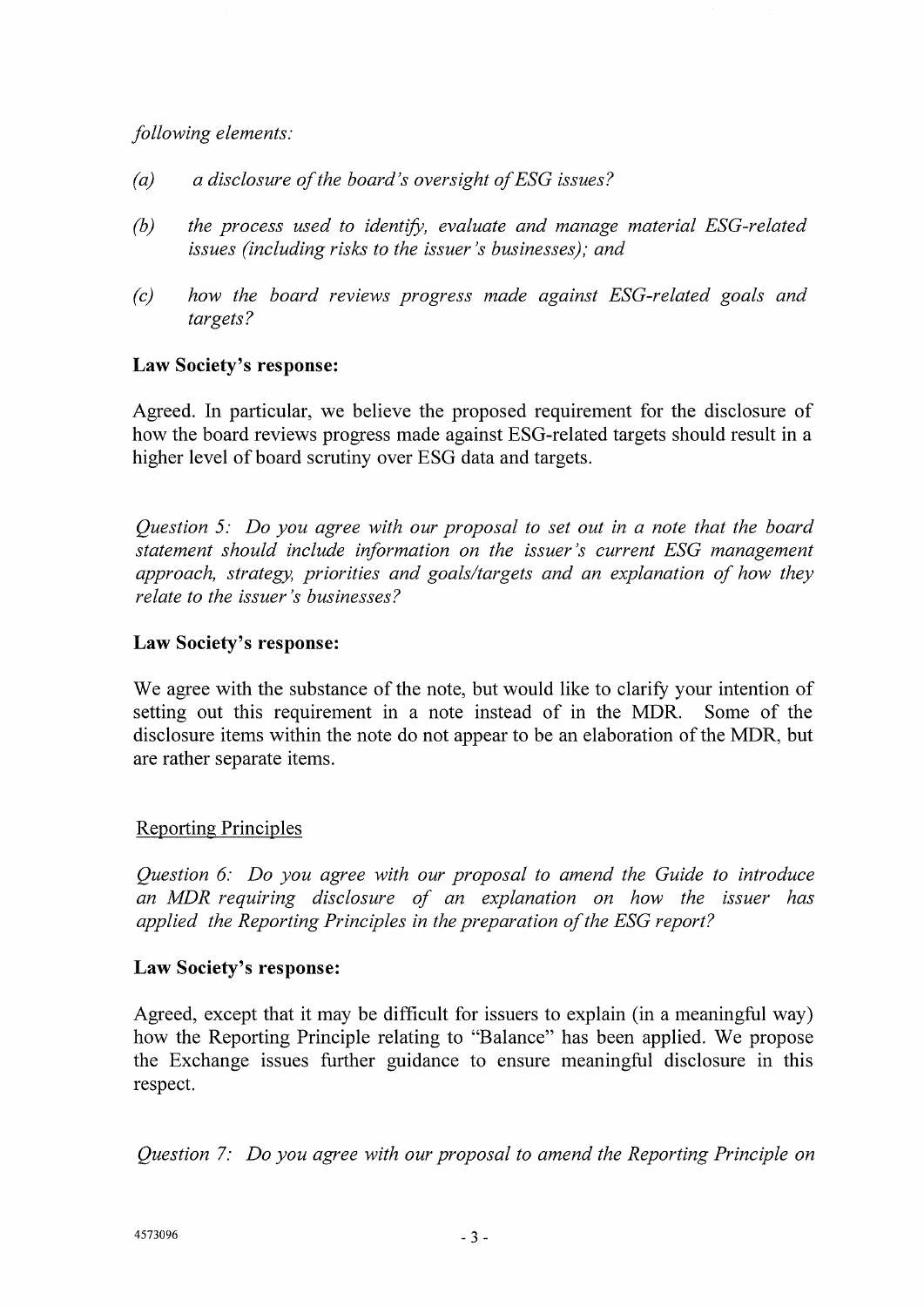*following elements:*

*(a) a disclosure of the board's oversight of ESG issues?*

*(b) the process used to identify, evaluate and manage material ESG-related issues (including risks to the issuer's businesses); and*

*(c) how the board reviews progress made against ESG-related goals and targets?*

**Law Society's response:**

Agreed. In particular, we believe the proposed requirement for the disclosure of how the board reviews progress made against ESG-related targets should result in a higher level of board scrutiny over ESG data and targets.

*Question 5: Do you agree with our proposal to set out in a note that the board statement should include information on the issuer's current ESG management approach, strategy, priorities and goals/targets and an explanation of how they relate to the issuer's businesses?*

**Law Society's response:**

We agree with the substance of the note, but would like to clarify your intention of setting out this requirement in a note instead of in the MDR. Some of the disclosure items within the note do not appear to be an elaboration of the MDR, but are rather separate items.

Reporting Principles

*Question 6: Do you agree with our proposal to amend the Guide to introduce an MDR requiring disclosure of an explanation on how the issuer has applied the Reporting Principles in the preparation of the ESG report?*

**Law Society's response:**

Agreed, except that it may be difficult for issuers to explain (in a meaningful way) how the Reporting Principle relating to "Balance" has been applied. We propose the Exchange issues further guidance to ensure meaningful disclosure in this respect.

*Question 7: Do you agree with our proposal to amend the Reporting Principle on*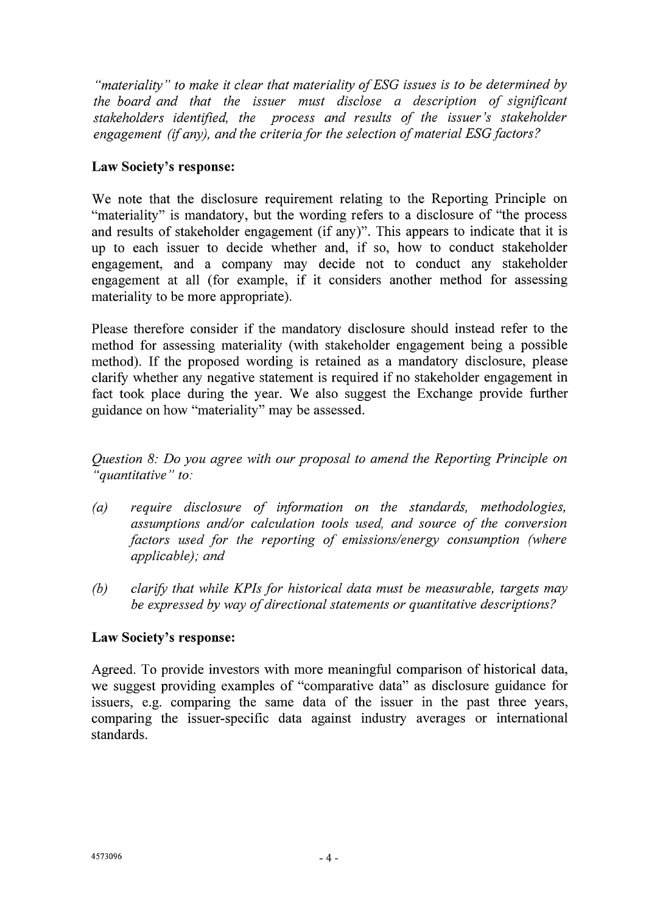*"materiality" to make it clear that materiality of ESG issues is to be determined by the board and that the issuer must disclose a description of significant stakeholders identified, the process and results of the issuer's stakeholder engagement (if any), and the criteria for the selection of material ESG factors?*

**Law Society's response:**

We note that the disclosure requirement relating to the Reporting Principle on "materiality" is mandatory, but the wording refers to a disclosure of "the process and results of stakeholder engagement (if any)". This appears to indicate that it is up to each issuer to decide whether and, if so, how to conduct stakeholder engagement, and a company may decide not to conduct any stakeholder engagement at all (for example, if it considers another method for assessing materiality to be more appropriate).

Please therefore consider if the mandatory disclosure should instead refer to the method for assessing materiality (with stakeholder engagement being a possible method). If the proposed wording is retained as a mandatory disclosure, please clarify whether any negative statement is required if no stakeholder engagement in fact took place during the year. We also suggest the Exchange provide further guidance on how "materiality" may be assessed.

*Question 8: Do you agree with our proposal to amend the Reporting Principle on "quantitative" to:*

*(a) require disclosure of information on the standards, methodologies, assumptions and/or calculation tools used, and source of the conversion factors used for the reporting of emissions/energy consumption (where applicable); and*

*(b) clarify that while KPIs for historical data must be measurable, targets may be expressed by way of directional statements or quantitative descriptions?*

**Law Society's response:**

Agreed. To provide investors with more meaningful comparison of historical data, we suggest providing examples of "comparative data" as disclosure guidance for issuers, e.g. comparing the same data of the issuer in the past three years, comparing the issuer-specific data against industry averages or international standards.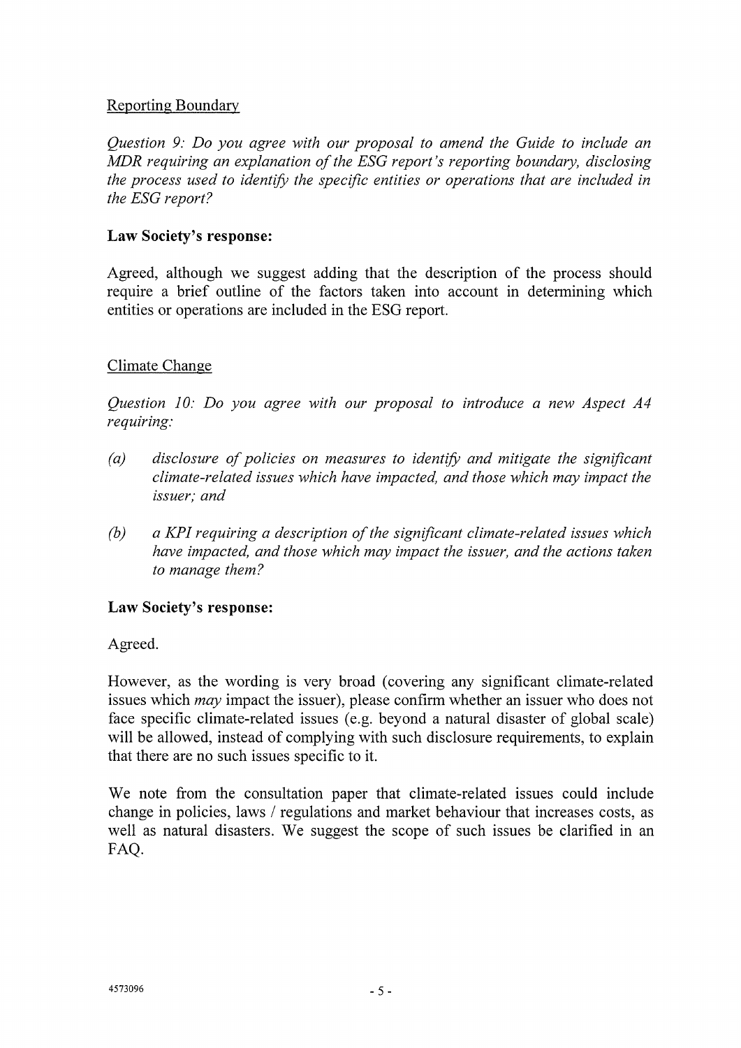Reporting Boundary

*Question 9: Do you agree with our proposal to amend the Guide to include an MDR requiring an explanation of the ESG report's reporting boundary, disclosing the process used to identify the specific entities or operations that are included in the ESG report?*

**Law Society's response:**

Agreed, although we suggest adding that the description of the process should require a brief outline of the factors taken into account in determining which entities or operations are included in the ESG report.

Climate Change

*Question 10: Do you agree with our proposal to introduce a new Aspect A4 requiring:*

*(a) disclosure of policies on measures to identify and mitigate the significant climate-related issues which have impacted, and those which may impact the issuer; and*

*(b) a KPI requiring a description of the significant climate-related issues which have impacted, and those which may impact the issuer, and the actions taken to manage them?*

**Law Society's response:**

Agreed.

However, as the wording is very broad (covering any significant climate-related issues which *may* impact the issuer), please confirm whether an issuer who does not face specific climate-related issues (e.g. beyond a natural disaster of global scale) will be allowed, instead of complying with such disclosure requirements, to explain that there are no such issues specific to it.

We note from the consultation paper that climate-related issues could include change in policies, laws / regulations and market behaviour that increases costs, as well as natural disasters. We suggest the scope of such issues be clarified in an FAQ.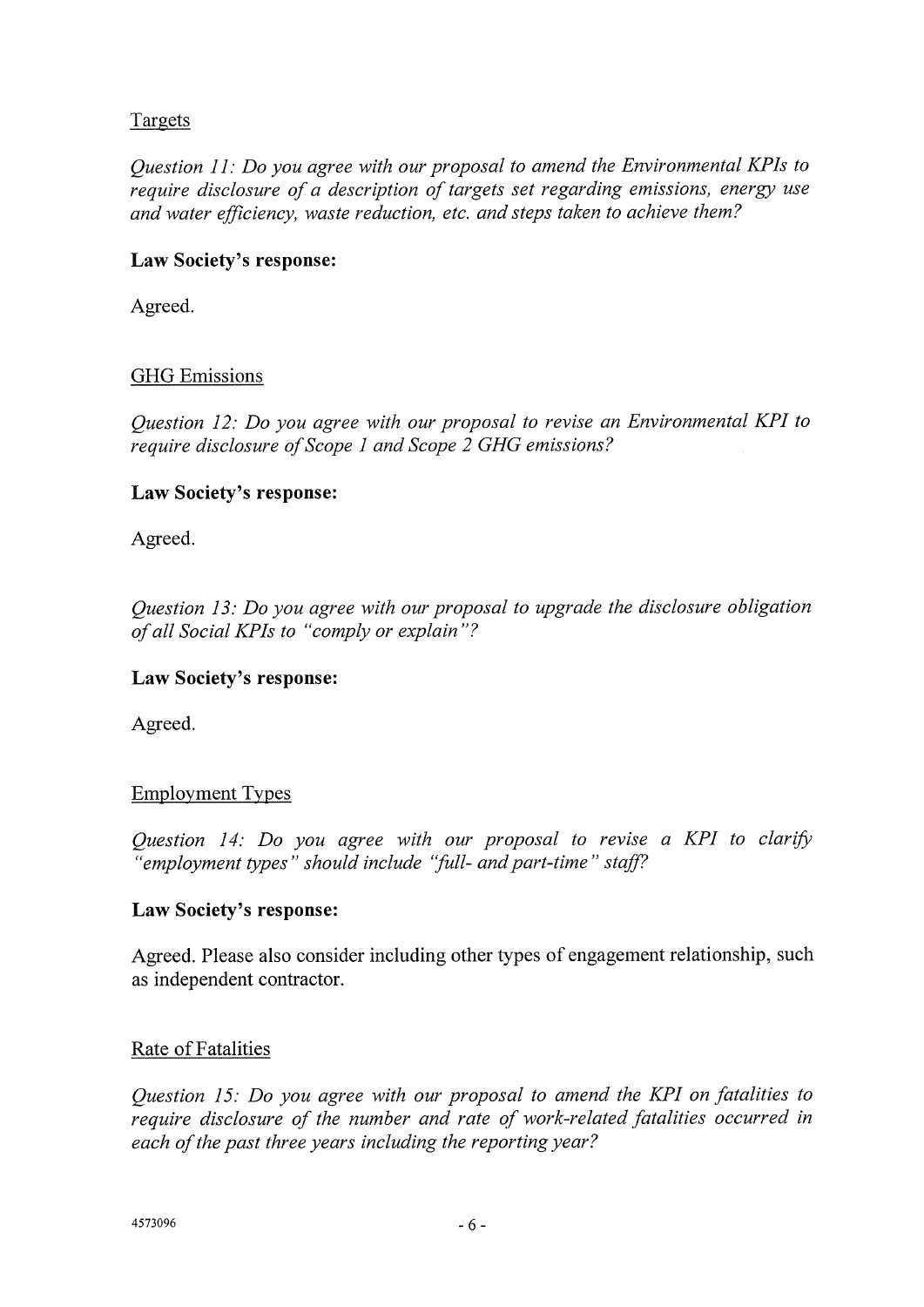Targets

*Question 11: Do you agree with our proposal to amend the Environmental KPIs to require disclosure of a description of targets set regarding emissions, energy use and water efficiency, waste reduction, etc. and steps taken to achieve them?*

**Law Society's response:**

Agreed.

GHG Emissions

*Question 12: Do you agree with our proposal to revise an Environmental KPI to require disclosure of Scope 1 and Scope 2 GHG emissions?*

**Law Society's response:**

Agreed.

*Question 13: Do you agree with our proposal to upgrade the disclosure obligation of all Social KPIs to "comply or explain"?*

**Law Society's response:**

Agreed.

Employment Types

*Question 14: Do you agree with our proposal to revise a KPI to clarify "employment types" should include "full- and part-time" staff?*

**Law Society's response:**

Agreed. Please also consider including other types of engagement relationship, such as independent contractor.

Rate of Fatalities

*Question 15: Do you agree with our proposal to amend the KPI on fatalities to require disclosure of the number and rate of work-related fatalities occurred in each of the past three years including the reporting year?*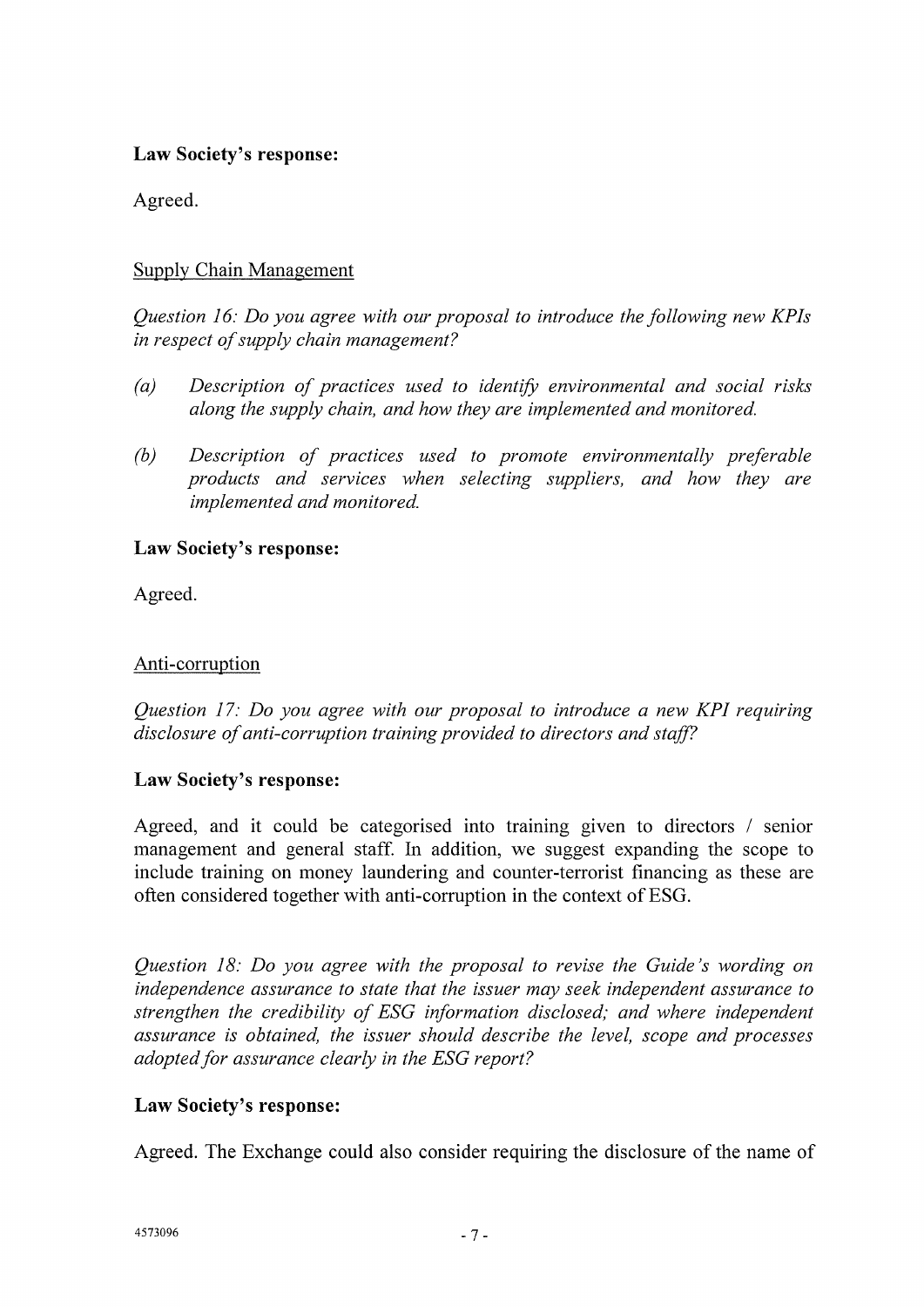**Law Society's response:**

Agreed.

<u>Supply Chain Management</u>

*Question 16: Do you agree with our proposal to introduce the following new KPIs in respect of supply chain management?*

*(a) Description of practices used to identify environmental and social risks along the supply chain, and how they are implemented and monitored.*

*(b) Description of practices used to promote environmentally preferable products and services when selecting suppliers, and how they are implemented and monitored.*

**Law Society's response:**

Agreed.

<u>Anti-corruption</u>

*Question 17: Do you agree with our proposal to introduce a new KPI requiring disclosure of anti-corruption training provided to directors and staff?*

**Law Society's response:**

Agreed, and it could be categorised into training given to directors / senior management and general staff. In addition, we suggest expanding the scope to include training on money laundering and counter-terrorist financing as these are often considered together with anti-corruption in the context of ESG.

*Question 18: Do you agree with the proposal to revise the Guide's wording on independence assurance to state that the issuer may seek independent assurance to strengthen the credibility of ESG information disclosed; and where independent assurance is obtained, the issuer should describe the level, scope and processes adopted for assurance clearly in the ESG report?*

**Law Society's response:**

Agreed. The Exchange could also consider requiring the disclosure of the name of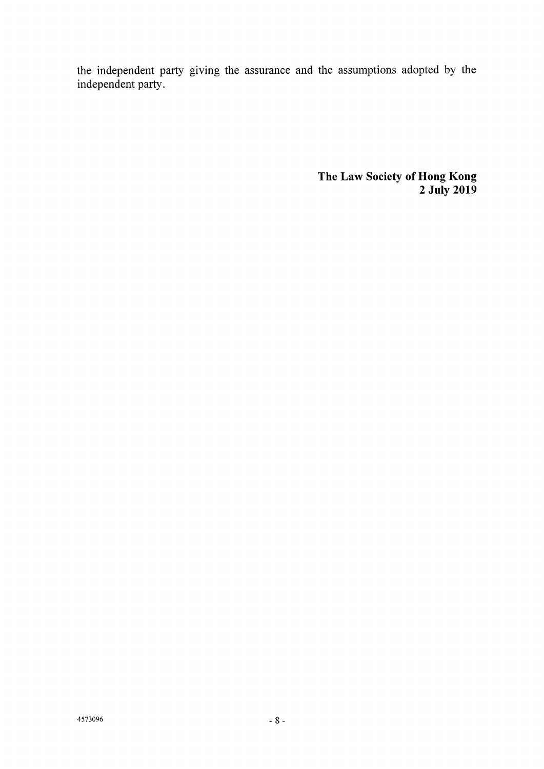the independent party giving the assurance and the assumptions adopted by the independent party.

**The Law Society of Hong Kong**
**2 July 2019**

4573096